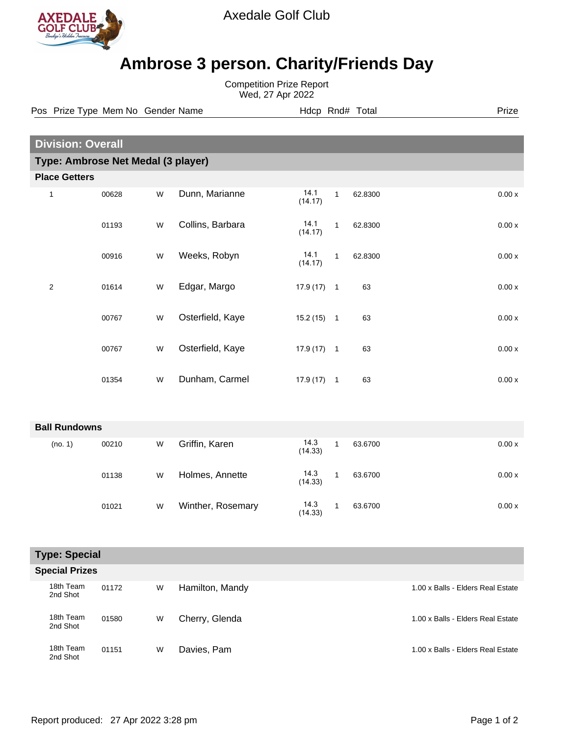Axedale Golf Club

# Ambrose 3 person. Charity/Friends Day

Competition Prize Report
Wed, 27 Apr 2022

| Pos | Prize Type | Mem No | Gender | Name | Hdcp | Rnd# | Total | Prize |
|---|---|---|---|---|---|---|---|---|
| **Division: Overall** | | | | | | | | |
| **Type: Ambrose Net Medal (3 player)** | | | | | | | | |
| **Place Getters** | | | | | | | | |
| 1 | | 00628 | W | Dunn, Marianne | 14.1 (14.17) | 1 | 62.8300 | 0.00 x |
| | | 01193 | W | Collins, Barbara | 14.1 (14.17) | 1 | 62.8300 | 0.00 x |
| | | 00916 | W | Weeks, Robyn | 14.1 (14.17) | 1 | 62.8300 | 0.00 x |
| 2 | | 01614 | W | Edgar, Margo | 17.9 (17) | 1 | 63 | 0.00 x |
| | | 00767 | W | Osterfield, Kaye | 15.2 (15) | 1 | 63 | 0.00 x |
| | | 00767 | W | Osterfield, Kaye | 17.9 (17) | 1 | 63 | 0.00 x |
| | | 01354 | W | Dunham, Carmel | 17.9 (17) | 1 | 63 | 0.00 x |
| **Ball Rundowns** | | | | | | | | |
| (no. 1) | | 00210 | W | Griffin, Karen | 14.3 (14.33) | 1 | 63.6700 | 0.00 x |
| | | 01138 | W | Holmes, Annette | 14.3 (14.33) | 1 | 63.6700 | 0.00 x |
| | | 01021 | W | Winther, Rosemary | 14.3 (14.33) | 1 | 63.6700 | 0.00 x |
| **Type: Special** | | | | | | | | |
| **Special Prizes** | | | | | | | | |
| | 18th Team 2nd Shot | 01172 | W | Hamilton, Mandy | | | | 1.00 x Balls - Elders Real Estate |
| | 18th Team 2nd Shot | 01580 | W | Cherry, Glenda | | | | 1.00 x Balls - Elders Real Estate |
| | 18th Team 2nd Shot | 01151 | W | Davies, Pam | | | | 1.00 x Balls - Elders Real Estate |

Report produced: 27 Apr 2022 3:28 pm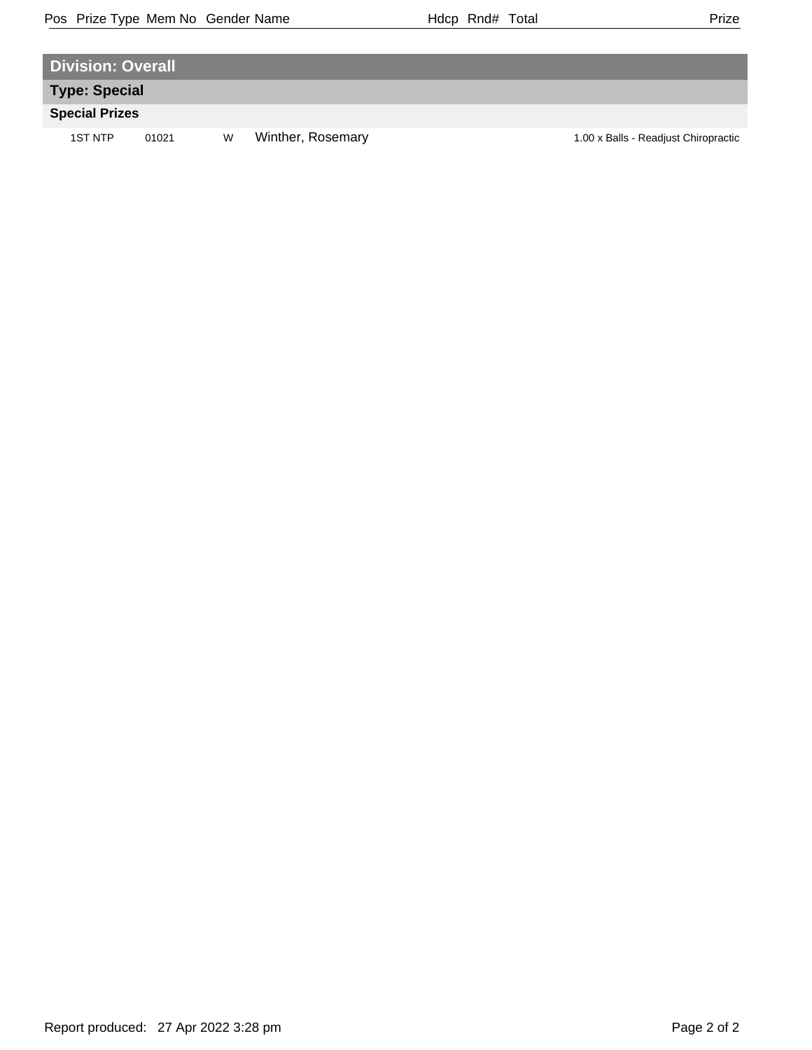| Pos | Prize Type | Mem No | Gender | Name | Hdcp | Rnd# | Total | Prize |
|---|---|---|---|---|---|---|---|---|

## Division: Overall

### Type: Special

**Special Prizes**

| Pos | Prize Type | Mem No | Gender | Name | Hdcp | Rnd# | Total | Prize |
|---|---|---|---|---|---|---|---|---|
| 1ST | NTP | 01021 | W | Winther, Rosemary | | | | 1.00 x Balls - Readjust Chiropractic |

Report produced: 27 Apr 2022 3:28 pm